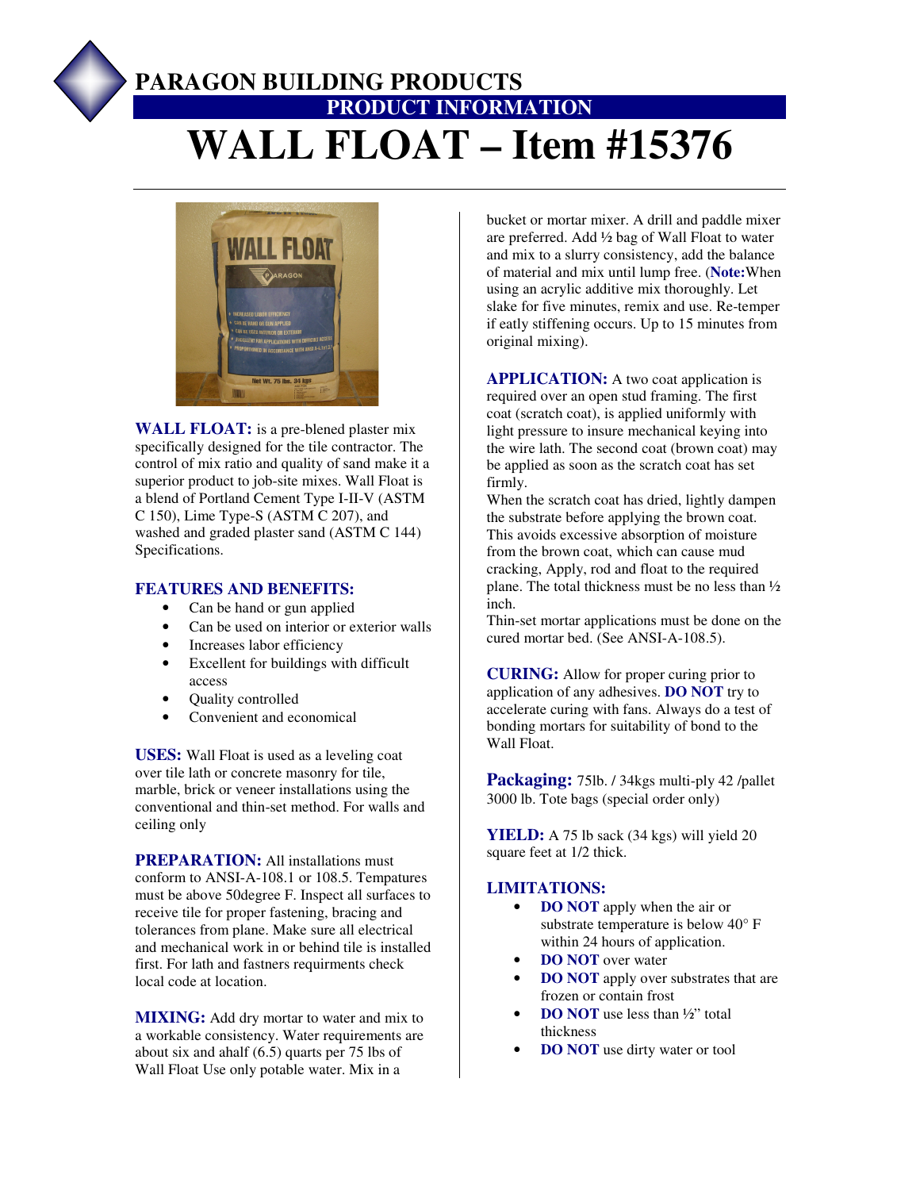# PARAGON BUILDING PRODUCTS

## PRODUCT INFORMATION

# WALL FLOAT – Item #15376

**WALL FLOAT:** is a pre-blened plaster mix specifically designed for the tile contractor. The control of mix ratio and quality of sand make it a superior product to job-site mixes. Wall Float is a blend of Portland Cement Type I-II-V (ASTM C 150), Lime Type-S (ASTM C 207), and washed and graded plaster sand (ASTM C 144) Specifications.

**FEATURES AND BENEFITS:**

- Can be hand or gun applied
- Can be used on interior or exterior walls
- Increases labor efficiency
- Excellent for buildings with difficult access
- Quality controlled
- Convenient and economical

**USES:** Wall Float is used as a leveling coat over tile lath or concrete masonry for tile, marble, brick or veneer installations using the conventional and thin-set method. For walls and ceiling only

**PREPARATION:** All installations must conform to ANSI-A-108.1 or 108.5. Tempatures must be above 50degree F. Inspect all surfaces to receive tile for proper fastening, bracing and tolerances from plane. Make sure all electrical and mechanical work in or behind tile is installed first. For lath and fastners requirments check local code at location.

**MIXING:** Add dry mortar to water and mix to a workable consistency. Water requirements are about six and ahalf (6.5) quarts per 75 lbs of Wall Float Use only potable water. Mix in a bucket or mortar mixer. A drill and paddle mixer are preferred. Add ½ bag of Wall Float to water and mix to a slurry consistency, add the balance of material and mix until lump free. (**Note:**When using an acrylic additive mix thoroughly. Let slake for five minutes, remix and use. Re-temper if eatly stiffening occurs. Up to 15 minutes from original mixing).

**APPLICATION:** A two coat application is required over an open stud framing. The first coat (scratch coat), is applied uniformly with light pressure to insure mechanical keying into the wire lath. The second coat (brown coat) may be applied as soon as the scratch coat has set firmly.
When the scratch coat has dried, lightly dampen the substrate before applying the brown coat. This avoids excessive absorption of moisture from the brown coat, which can cause mud cracking, Apply, rod and float to the required plane. The total thickness must be no less than ½ inch.
Thin-set mortar applications must be done on the cured mortar bed. (See ANSI-A-108.5).

**CURING:** Allow for proper curing prior to application of any adhesives. **DO NOT** try to accelerate curing with fans. Always do a test of bonding mortars for suitability of bond to the Wall Float.

**Packaging:** 75lb. / 34kgs multi-ply 42 /pallet 3000 lb. Tote bags (special order only)

**YIELD:** A 75 lb sack (34 kgs) will yield 20 square feet at 1/2 thick.

**LIMITATIONS:**

- **DO NOT** apply when the air or substrate temperature is below 40° F within 24 hours of application.
- **DO NOT** over water
- **DO NOT** apply over substrates that are frozen or contain frost
- **DO NOT** use less than ½" total thickness
- **DO NOT** use dirty water or tool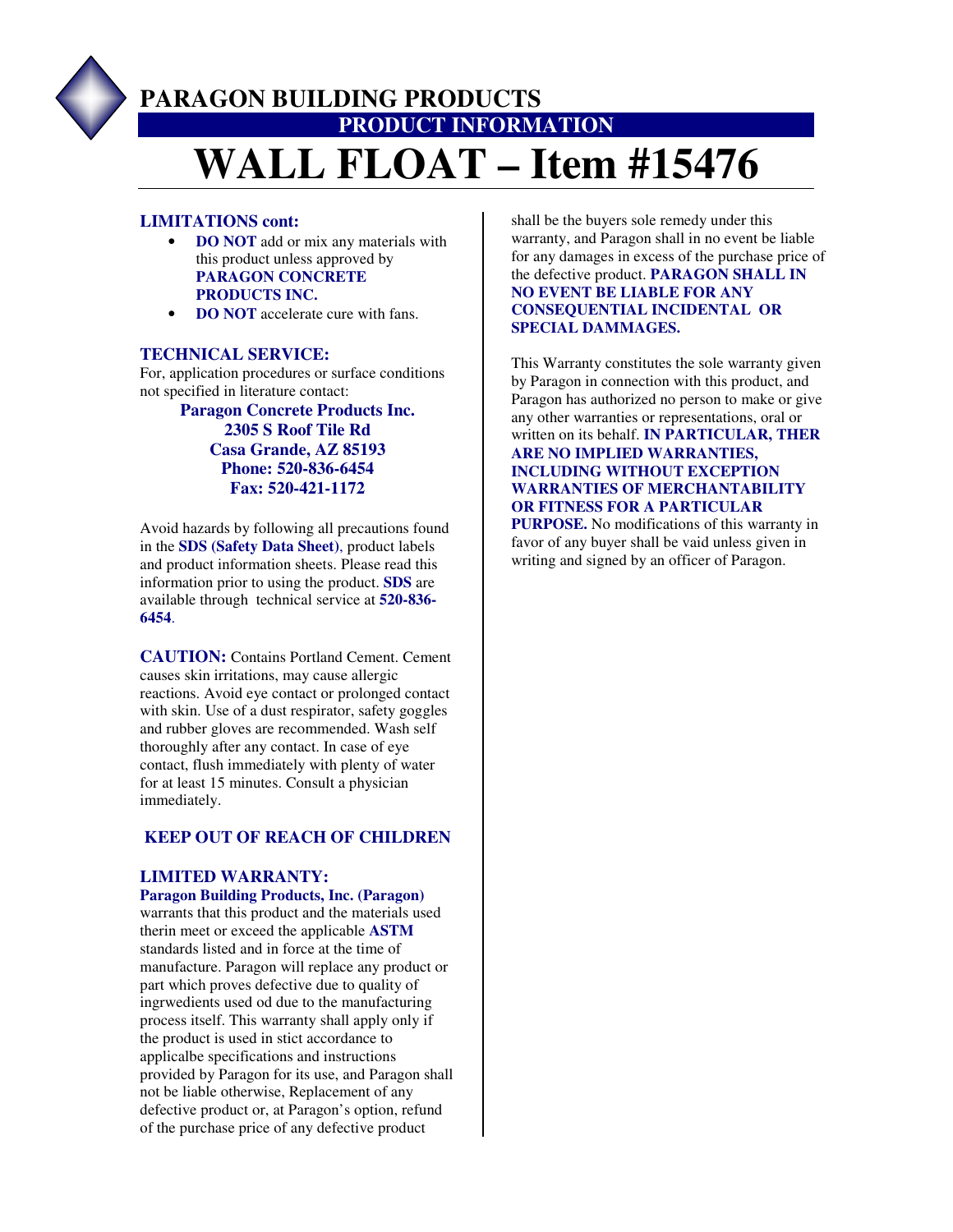# PARAGON BUILDING PRODUCTS

## PRODUCT INFORMATION

# WALL FLOAT – Item #15476

### LIMITATIONS cont:

- **DO NOT** add or mix any materials with this product unless approved by **PARAGON CONCRETE PRODUCTS INC.**
- **DO NOT** accelerate cure with fans.

### TECHNICAL SERVICE:

For, application procedures or surface conditions not specified in literature contact:

**Paragon Concrete Products Inc.**
**2305 S Roof Tile Rd**
**Casa Grande, AZ 85193**
**Phone: 520-836-6454**
**Fax: 520-421-1172**

Avoid hazards by following all precautions found in the **SDS (Safety Data Sheet)**, product labels and product information sheets. Please read this information prior to using the product. **SDS** are available through technical service at **520-836-6454**.

**CAUTION:** Contains Portland Cement. Cement causes skin irritations, may cause allergic reactions. Avoid eye contact or prolonged contact with skin. Use of a dust respirator, safety goggles and rubber gloves are recommended. Wash self thoroughly after any contact. In case of eye contact, flush immediately with plenty of water for at least 15 minutes. Consult a physician immediately.

**KEEP OUT OF REACH OF CHILDREN**

### LIMITED WARRANTY:

**Paragon Building Products, Inc. (Paragon)** warrants that this product and the materials used therin meet or exceed the applicable **ASTM** standards listed and in force at the time of manufacture. Paragon will replace any product or part which proves defective due to quality of ingrwedients used od due to the manufacturing process itself. This warranty shall apply only if the product is used in stict accordance to applicalbe specifications and instructions provided by Paragon for its use, and Paragon shall not be liable otherwise, Replacement of any defective product or, at Paragon's option, refund of the purchase price of any defective product shall be the buyers sole remedy under this warranty, and Paragon shall in no event be liable for any damages in excess of the purchase price of the defective product. **PARAGON SHALL IN NO EVENT BE LIABLE FOR ANY CONSEQUENTIAL INCIDENTAL OR SPECIAL DAMMAGES.**

This Warranty constitutes the sole warranty given by Paragon in connection with this product, and Paragon has authorized no person to make or give any other warranties or representations, oral or written on its behalf. **IN PARTICULAR, THER ARE NO IMPLIED WARRANTIES, INCLUDING WITHOUT EXCEPTION WARRANTIES OF MERCHANTABILITY OR FITNESS FOR A PARTICULAR PURPOSE.** No modifications of this warranty in favor of any buyer shall be vaid unless given in writing and signed by an officer of Paragon.